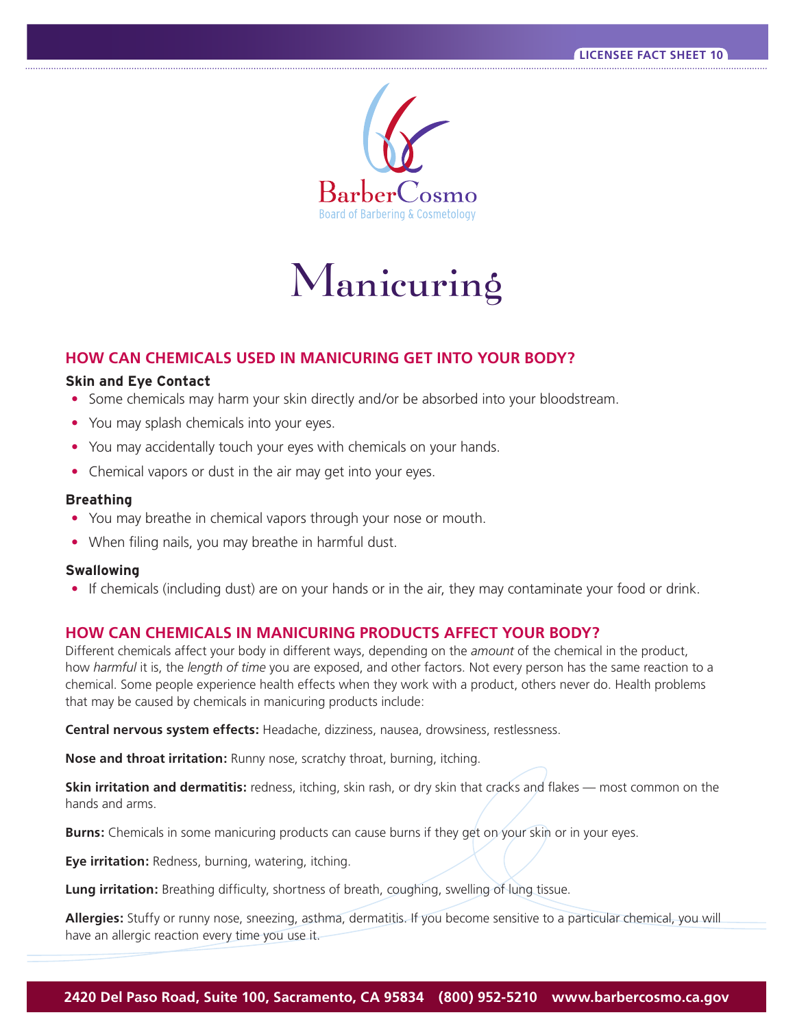LICENSEE FACT SHEET 10

BarberCosmo
Board of Barbering & Cosmetology

# Manicuring

## HOW CAN CHEMICALS USED IN MANICURING GET INTO YOUR BODY?

### Skin and Eye Contact

- Some chemicals may harm your skin directly and/or be absorbed into your bloodstream.
- You may splash chemicals into your eyes.
- You may accidentally touch your eyes with chemicals on your hands.
- Chemical vapors or dust in the air may get into your eyes.

### Breathing

- You may breathe in chemical vapors through your nose or mouth.
- When filing nails, you may breathe in harmful dust.

### Swallowing

- If chemicals (including dust) are on your hands or in the air, they may contaminate your food or drink.

## HOW CAN CHEMICALS IN MANICURING PRODUCTS AFFECT YOUR BODY?

Different chemicals affect your body in different ways, depending on the *amount* of the chemical in the product, how *harmful* it is, the *length of time* you are exposed, and other factors. Not every person has the same reaction to a chemical. Some people experience health effects when they work with a product, others never do. Health problems that may be caused by chemicals in manicuring products include:

**Central nervous system effects:** Headache, dizziness, nausea, drowsiness, restlessness.

**Nose and throat irritation:** Runny nose, scratchy throat, burning, itching.

**Skin irritation and dermatitis:** redness, itching, skin rash, or dry skin that cracks and flakes — most common on the hands and arms.

**Burns:** Chemicals in some manicuring products can cause burns if they get on your skin or in your eyes.

**Eye irritation:** Redness, burning, watering, itching.

**Lung irritation:** Breathing difficulty, shortness of breath, coughing, swelling of lung tissue.

**Allergies:** Stuffy or runny nose, sneezing, asthma, dermatitis. If you become sensitive to a particular chemical, you will have an allergic reaction every time you use it.

2420 Del Paso Road, Suite 100, Sacramento, CA 95834 (800) 952-5210 www.barbercosmo.ca.gov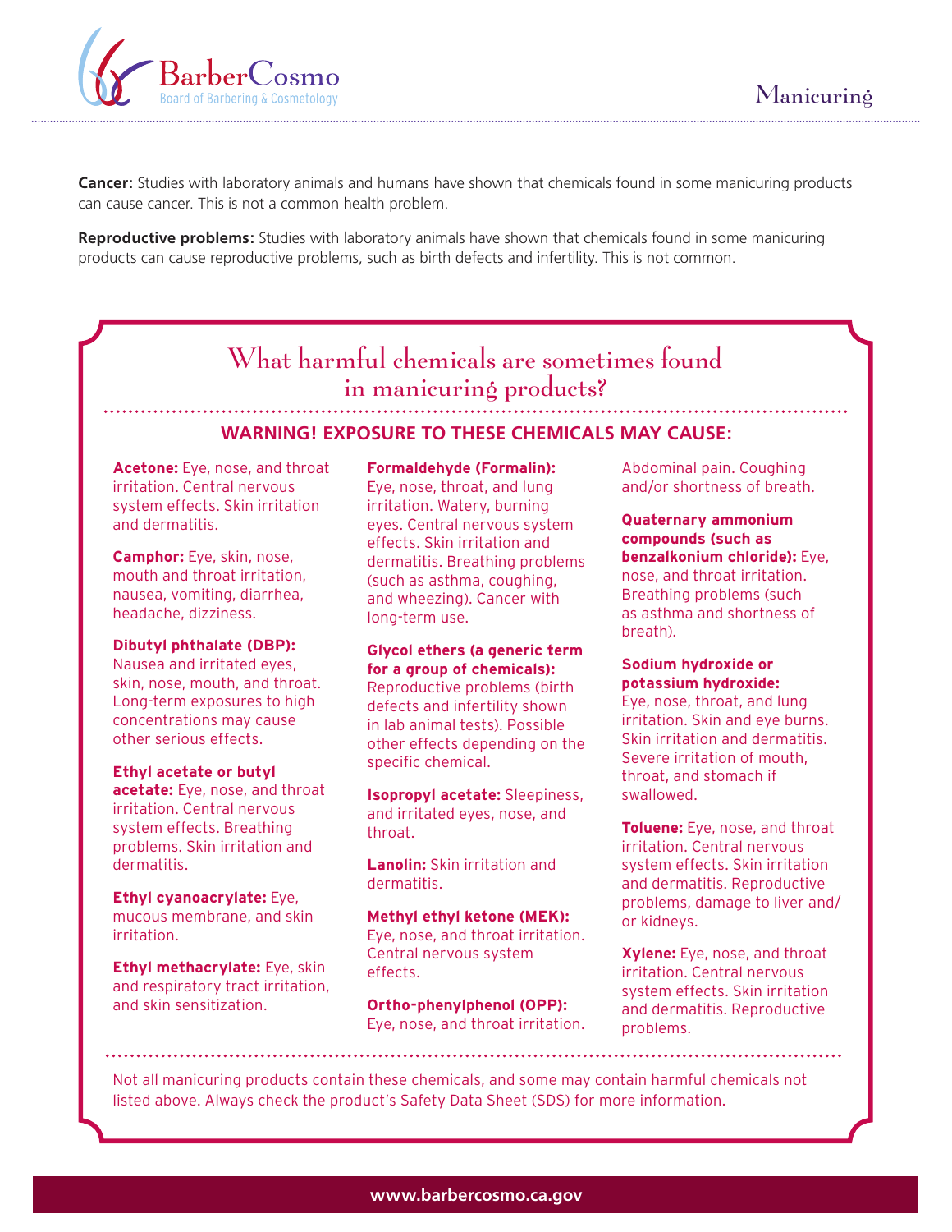**Cancer:** Studies with laboratory animals and humans have shown that chemicals found in some manicuring products can cause cancer. This is not a common health problem.

**Reproductive problems:** Studies with laboratory animals have shown that chemicals found in some manicuring products can cause reproductive problems, such as birth defects and infertility. This is not common.

## What harmful chemicals are sometimes found in manicuring products?

### WARNING! EXPOSURE TO THESE CHEMICALS MAY CAUSE:

**Acetone:** Eye, nose, and throat irritation. Central nervous system effects. Skin irritation and dermatitis.

**Camphor:** Eye, skin, nose, mouth and throat irritation, nausea, vomiting, diarrhea, headache, dizziness.

**Dibutyl phthalate (DBP):** Nausea and irritated eyes, skin, nose, mouth, and throat. Long-term exposures to high concentrations may cause other serious effects.

**Ethyl acetate or butyl acetate:** Eye, nose, and throat irritation. Central nervous system effects. Breathing problems. Skin irritation and dermatitis.

**Ethyl cyanoacrylate:** Eye, mucous membrane, and skin irritation.

**Ethyl methacrylate:** Eye, skin and respiratory tract irritation, and skin sensitization.

**Formaldehyde (Formalin):** Eye, nose, throat, and lung irritation. Watery, burning eyes. Central nervous system effects. Skin irritation and dermatitis. Breathing problems (such as asthma, coughing, and wheezing). Cancer with long-term use.

**Glycol ethers (a generic term for a group of chemicals):** Reproductive problems (birth defects and infertility shown in lab animal tests). Possible other effects depending on the specific chemical.

**Isopropyl acetate:** Sleepiness, and irritated eyes, nose, and throat.

**Lanolin:** Skin irritation and dermatitis.

**Methyl ethyl ketone (MEK):** Eye, nose, and throat irritation. Central nervous system effects.

**Ortho-phenylphenol (OPP):** Eye, nose, and throat irritation. Abdominal pain. Coughing and/or shortness of breath.

**Quaternary ammonium compounds (such as benzalkonium chloride):** Eye, nose, and throat irritation. Breathing problems (such as asthma and shortness of breath).

**Sodium hydroxide or potassium hydroxide:** Eye, nose, throat, and lung irritation. Skin and eye burns. Skin irritation and dermatitis. Severe irritation of mouth, throat, and stomach if swallowed.

**Toluene:** Eye, nose, and throat irritation. Central nervous system effects. Skin irritation and dermatitis. Reproductive problems, damage to liver and/or kidneys.

**Xylene:** Eye, nose, and throat irritation. Central nervous system effects. Skin irritation and dermatitis. Reproductive problems.

Not all manicuring products contain these chemicals, and some may contain harmful chemicals not listed above. Always check the product's Safety Data Sheet (SDS) for more information.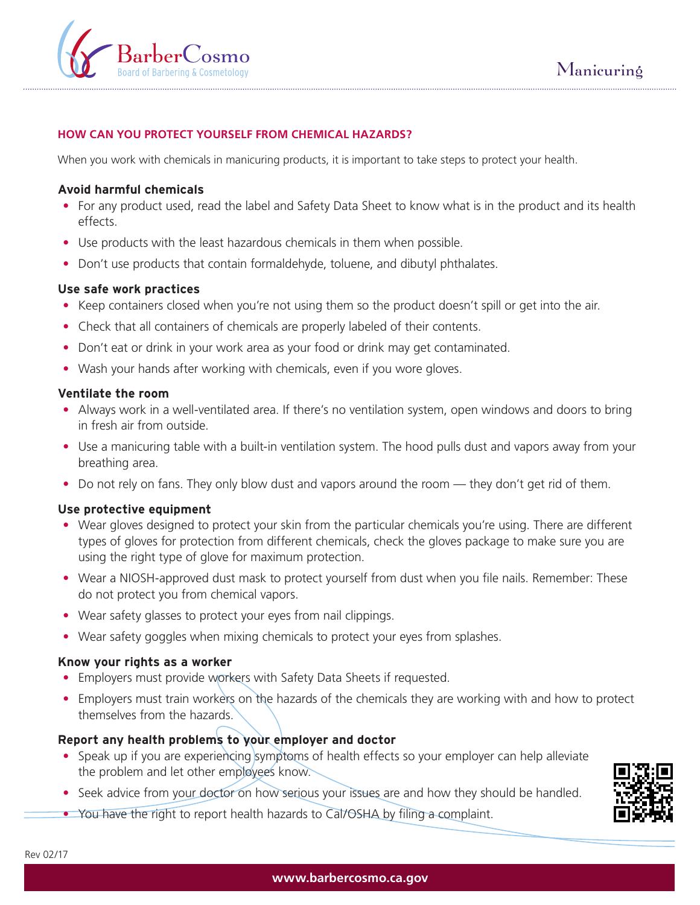## HOW CAN YOU PROTECT YOURSELF FROM CHEMICAL HAZARDS?

When you work with chemicals in manicuring products, it is important to take steps to protect your health.

### Avoid harmful chemicals

- For any product used, read the label and Safety Data Sheet to know what is in the product and its health effects.
- Use products with the least hazardous chemicals in them when possible.
- Don't use products that contain formaldehyde, toluene, and dibutyl phthalates.

### Use safe work practices

- Keep containers closed when you're not using them so the product doesn't spill or get into the air.
- Check that all containers of chemicals are properly labeled of their contents.
- Don't eat or drink in your work area as your food or drink may get contaminated.
- Wash your hands after working with chemicals, even if you wore gloves.

### Ventilate the room

- Always work in a well-ventilated area. If there's no ventilation system, open windows and doors to bring in fresh air from outside.
- Use a manicuring table with a built-in ventilation system. The hood pulls dust and vapors away from your breathing area.
- Do not rely on fans. They only blow dust and vapors around the room — they don't get rid of them.

### Use protective equipment

- Wear gloves designed to protect your skin from the particular chemicals you're using. There are different types of gloves for protection from different chemicals, check the gloves package to make sure you are using the right type of glove for maximum protection.
- Wear a NIOSH-approved dust mask to protect yourself from dust when you file nails. Remember: These do not protect you from chemical vapors.
- Wear safety glasses to protect your eyes from nail clippings.
- Wear safety goggles when mixing chemicals to protect your eyes from splashes.

### Know your rights as a worker

- Employers must provide workers with Safety Data Sheets if requested.
- Employers must train workers on the hazards of the chemicals they are working with and how to protect themselves from the hazards.

### Report any health problems to your employer and doctor

- Speak up if you are experiencing symptoms of health effects so your employer can help alleviate the problem and let other employees know.
- Seek advice from your doctor on how serious your issues are and how they should be handled.
- You have the right to report health hazards to Cal/OSHA by filing a complaint.

Rev 02/17

www.barbercosmo.ca.gov